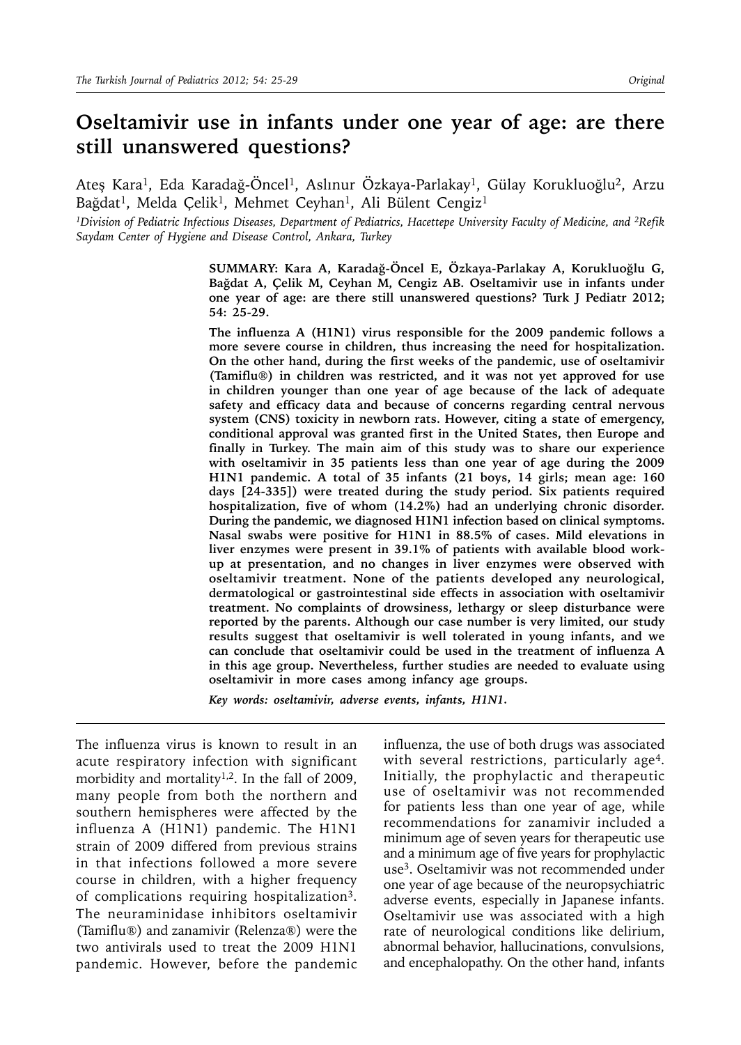# Oseltamivir use in infants under one year of age: are there still unanswered questions?

Ateş Kara[1], Eda Karadağ-Öncel[1], Aslınur Özkaya-Parlakay[1], Gülay Korukluoğlu[2], Arzu Bağdat[1], Melda Çelik[1], Mehmet Ceyhan[1], Ali Bülent Cengiz[1]

[1]Division of Pediatric Infectious Diseases, Department of Pediatrics, Hacettepe University Faculty of Medicine, and [2]Refik Saydam Center of Hygiene and Disease Control, Ankara, Turkey

**SUMMARY: Kara A, Karadağ-Öncel E, Özkaya-Parlakay A, Korukluoğlu G, Bağdat A, Çelik M, Ceyhan M, Cengiz AB. Oseltamivir use in infants under one year of age: are there still unanswered questions? Turk J Pediatr 2012; 54: 25-29.**

**The influenza A (H1N1) virus responsible for the 2009 pandemic follows a more severe course in children, thus increasing the need for hospitalization. On the other hand, during the first weeks of the pandemic, use of oseltamivir (Tamiflu®) in children was restricted, and it was not yet approved for use in children younger than one year of age because of the lack of adequate safety and efficacy data and because of concerns regarding central nervous system (CNS) toxicity in newborn rats. However, citing a state of emergency, conditional approval was granted first in the United States, then Europe and finally in Turkey. The main aim of this study was to share our experience with oseltamivir in 35 patients less than one year of age during the 2009 H1N1 pandemic. A total of 35 infants (21 boys, 14 girls; mean age: 160 days [24-335]) were treated during the study period. Six patients required hospitalization, five of whom (14.2%) had an underlying chronic disorder. During the pandemic, we diagnosed H1N1 infection based on clinical symptoms. Nasal swabs were positive for H1N1 in 88.5% of cases. Mild elevations in liver enzymes were present in 39.1% of patients with available blood work-up at presentation, and no changes in liver enzymes were observed with oseltamivir treatment. None of the patients developed any neurological, dermatological or gastrointestinal side effects in association with oseltamivir treatment. No complaints of drowsiness, lethargy or sleep disturbance were reported by the parents. Although our case number is very limited, our study results suggest that oseltamivir is well tolerated in young infants, and we can conclude that oseltamivir could be used in the treatment of influenza A in this age group. Nevertheless, further studies are needed to evaluate using oseltamivir in more cases among infancy age groups.**

*Key words: oseltamivir, adverse events, infants, H1N1.*

The influenza virus is known to result in an acute respiratory infection with significant morbidity and mortality[1,2]. In the fall of 2009, many people from both the northern and southern hemispheres were affected by the influenza A (H1N1) pandemic. The H1N1 strain of 2009 differed from previous strains in that infections followed a more severe course in children, with a higher frequency of complications requiring hospitalization[3]. The neuraminidase inhibitors oseltamivir (Tamiflu®) and zanamivir (Relenza®) were the two antivirals used to treat the 2009 H1N1 pandemic. However, before the pandemic influenza, the use of both drugs was associated with several restrictions, particularly age[4]. Initially, the prophylactic and therapeutic use of oseltamivir was not recommended for patients less than one year of age, while recommendations for zanamivir included a minimum age of seven years for therapeutic use and a minimum age of five years for prophylactic use[3]. Oseltamivir was not recommended under one year of age because of the neuropsychiatric adverse events, especially in Japanese infants. Oseltamivir use was associated with a high rate of neurological conditions like delirium, abnormal behavior, hallucinations, convulsions, and encephalopathy. On the other hand, infants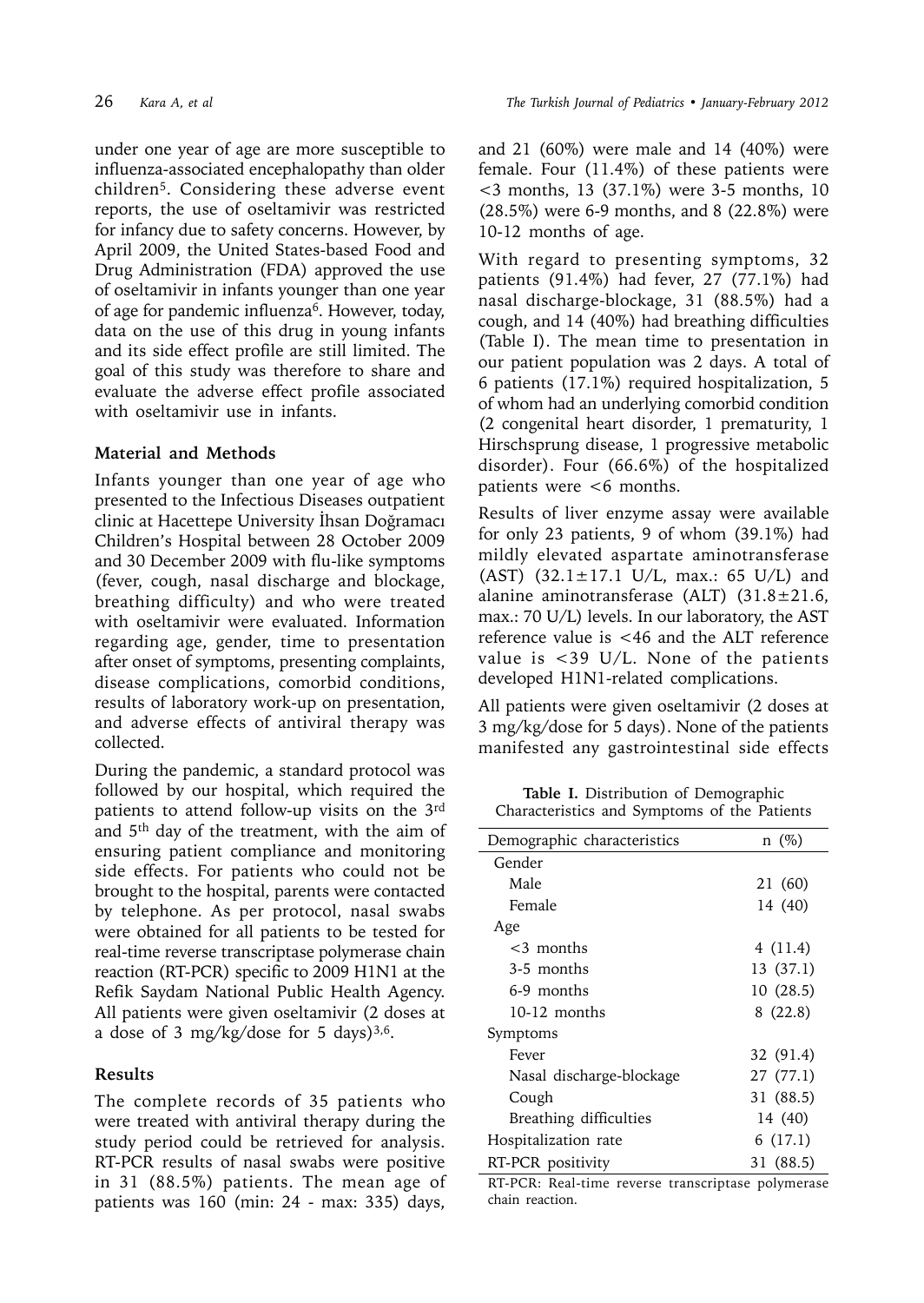under one year of age are more susceptible to influenza-associated encephalopathy than older children[5]. Considering these adverse event reports, the use of oseltamivir was restricted for infancy due to safety concerns. However, by April 2009, the United States-based Food and Drug Administration (FDA) approved the use of oseltamivir in infants younger than one year of age for pandemic influenza[6]. However, today, data on the use of this drug in young infants and its side effect profile are still limited. The goal of this study was therefore to share and evaluate the adverse effect profile associated with oseltamivir use in infants.

## Material and Methods

Infants younger than one year of age who presented to the Infectious Diseases outpatient clinic at Hacettepe University İhsan Doğramacı Children's Hospital between 28 October 2009 and 30 December 2009 with flu-like symptoms (fever, cough, nasal discharge and blockage, breathing difficulty) and who were treated with oseltamivir were evaluated. Information regarding age, gender, time to presentation after onset of symptoms, presenting complaints, disease complications, comorbid conditions, results of laboratory work-up on presentation, and adverse effects of antiviral therapy was collected.

During the pandemic, a standard protocol was followed by our hospital, which required the patients to attend follow-up visits on the 3rd and 5th day of the treatment, with the aim of ensuring patient compliance and monitoring side effects. For patients who could not be brought to the hospital, parents were contacted by telephone. As per protocol, nasal swabs were obtained for all patients to be tested for real-time reverse transcriptase polymerase chain reaction (RT-PCR) specific to 2009 H1N1 at the Refik Saydam National Public Health Agency. All patients were given oseltamivir (2 doses at a dose of 3 mg/kg/dose for 5 days)[3,6].

## Results

The complete records of 35 patients who were treated with antiviral therapy during the study period could be retrieved for analysis. RT-PCR results of nasal swabs were positive in 31 (88.5%) patients. The mean age of patients was 160 (min: 24 - max: 335) days, and 21 (60%) were male and 14 (40%) were female. Four (11.4%) of these patients were <3 months, 13 (37.1%) were 3-5 months, 10 (28.5%) were 6-9 months, and 8 (22.8%) were 10-12 months of age.

With regard to presenting symptoms, 32 patients (91.4%) had fever, 27 (77.1%) had nasal discharge-blockage, 31 (88.5%) had a cough, and 14 (40%) had breathing difficulties (Table I). The mean time to presentation in our patient population was 2 days. A total of 6 patients (17.1%) required hospitalization, 5 of whom had an underlying comorbid condition (2 congenital heart disorder, 1 prematurity, 1 Hirschsprung disease, 1 progressive metabolic disorder). Four (66.6%) of the hospitalized patients were <6 months.

Results of liver enzyme assay were available for only 23 patients, 9 of whom (39.1%) had mildly elevated aspartate aminotransferase (AST) (32.1±17.1 U/L, max.: 65 U/L) and alanine aminotransferase (ALT) (31.8±21.6, max.: 70 U/L) levels. In our laboratory, the AST reference value is <46 and the ALT reference value is <39 U/L. None of the patients developed H1N1-related complications.

All patients were given oseltamivir (2 doses at 3 mg/kg/dose for 5 days). None of the patients manifested any gastrointestinal side effects

**Table I.** Distribution of Demographic Characteristics and Symptoms of the Patients

| Demographic characteristics | n (%) |
|---|---|
| Gender | |
| Male | 21 (60) |
| Female | 14 (40) |
| Age | |
| <3 months | 4 (11.4) |
| 3-5 months | 13 (37.1) |
| 6-9 months | 10 (28.5) |
| 10-12 months | 8 (22.8) |
| Symptoms | |
| Fever | 32 (91.4) |
| Nasal discharge-blockage | 27 (77.1) |
| Cough | 31 (88.5) |
| Breathing difficulties | 14 (40) |
| Hospitalization rate | 6 (17.1) |
| RT-PCR positivity | 31 (88.5) |

RT-PCR: Real-time reverse transcriptase polymerase chain reaction.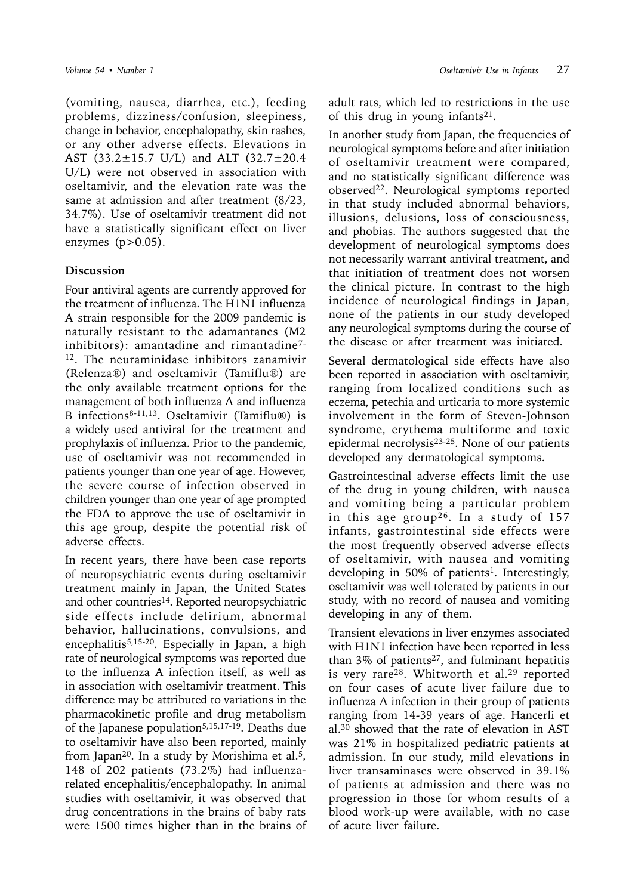(vomiting, nausea, diarrhea, etc.), feeding problems, dizziness/confusion, sleepiness, change in behavior, encephalopathy, skin rashes, or any other adverse effects. Elevations in AST (33.2±15.7 U/L) and ALT (32.7±20.4 U/L) were not observed in association with oseltamivir, and the elevation rate was the same at admission and after treatment (8/23, 34.7%). Use of oseltamivir treatment did not have a statistically significant effect on liver enzymes ($p>0.05$).

## Discussion

Four antiviral agents are currently approved for the treatment of influenza. The H1N1 influenza A strain responsible for the 2009 pandemic is naturally resistant to the adamantanes (M2 inhibitors): amantadine and rimantadine[7-12]. The neuraminidase inhibitors zanamivir (Relenza®) and oseltamivir (Tamiflu®) are the only available treatment options for the management of both influenza A and influenza B infections[8-11,13]. Oseltamivir (Tamiflu®) is a widely used antiviral for the treatment and prophylaxis of influenza. Prior to the pandemic, use of oseltamivir was not recommended in patients younger than one year of age. However, the severe course of infection observed in children younger than one year of age prompted the FDA to approve the use of oseltamivir in this age group, despite the potential risk of adverse effects.

In recent years, there have been case reports of neuropsychiatric events during oseltamivir treatment mainly in Japan, the United States and other countries[14]. Reported neuropsychiatric side effects include delirium, abnormal behavior, hallucinations, convulsions, and encephalitis[5,15-20]. Especially in Japan, a high rate of neurological symptoms was reported due to the influenza A infection itself, as well as in association with oseltamivir treatment. This difference may be attributed to variations in the pharmacokinetic profile and drug metabolism of the Japanese population[5,15,17-19]. Deaths due to oseltamivir have also been reported, mainly from Japan[20]. In a study by Morishima et al.[5], 148 of 202 patients (73.2%) had influenza-related encephalitis/encephalopathy. In animal studies with oseltamivir, it was observed that drug concentrations in the brains of baby rats were 1500 times higher than in the brains of adult rats, which led to restrictions in the use of this drug in young infants[21].

In another study from Japan, the frequencies of neurological symptoms before and after initiation of oseltamivir treatment were compared, and no statistically significant difference was observed[22]. Neurological symptoms reported in that study included abnormal behaviors, illusions, delusions, loss of consciousness, and phobias. The authors suggested that the development of neurological symptoms does not necessarily warrant antiviral treatment, and that initiation of treatment does not worsen the clinical picture. In contrast to the high incidence of neurological findings in Japan, none of the patients in our study developed any neurological symptoms during the course of the disease or after treatment was initiated.

Several dermatological side effects have also been reported in association with oseltamivir, ranging from localized conditions such as eczema, petechia and urticaria to more systemic involvement in the form of Steven-Johnson syndrome, erythema multiforme and toxic epidermal necrolysis[23-25]. None of our patients developed any dermatological symptoms.

Gastrointestinal adverse effects limit the use of the drug in young children, with nausea and vomiting being a particular problem in this age group[26]. In a study of 157 infants, gastrointestinal side effects were the most frequently observed adverse effects of oseltamivir, with nausea and vomiting developing in 50% of patients[1]. Interestingly, oseltamivir was well tolerated by patients in our study, with no record of nausea and vomiting developing in any of them.

Transient elevations in liver enzymes associated with H1N1 infection have been reported in less than 3% of patients[27], and fulminant hepatitis is very rare[28]. Whitworth et al.[29] reported on four cases of acute liver failure due to influenza A infection in their group of patients ranging from 14-39 years of age. Hancerli et al.[30] showed that the rate of elevation in AST was 21% in hospitalized pediatric patients at admission. In our study, mild elevations in liver transaminases were observed in 39.1% of patients at admission and there was no progression in those for whom results of a blood work-up were available, with no case of acute liver failure.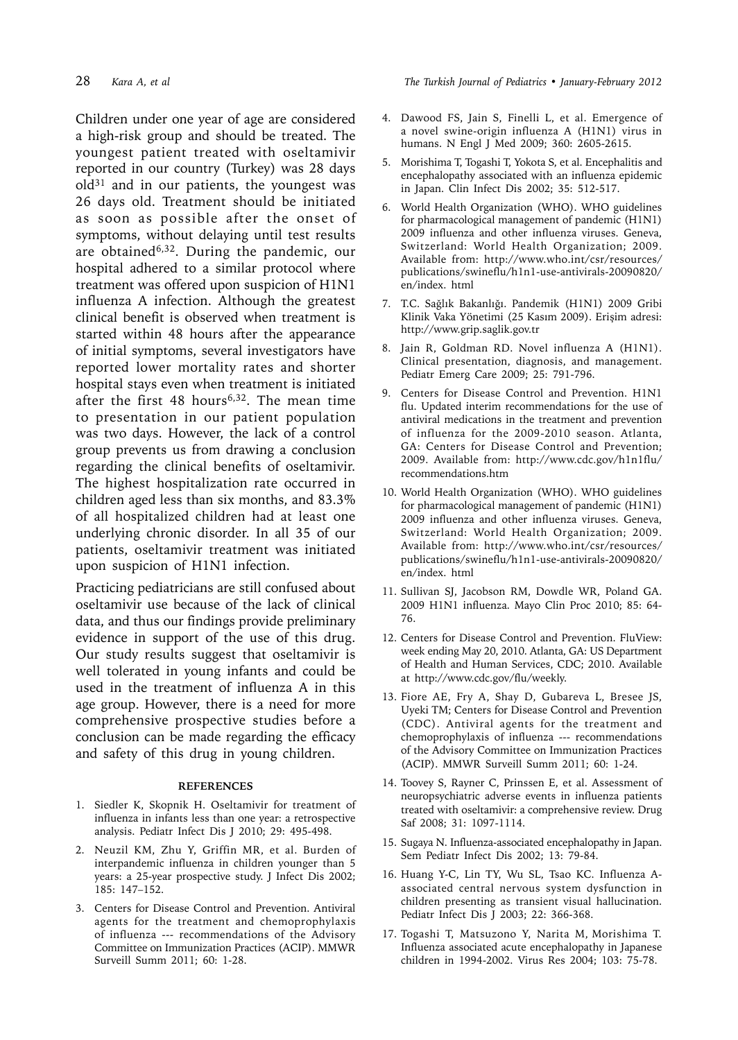Children under one year of age are considered a high-risk group and should be treated. The youngest patient treated with oseltamivir reported in our country (Turkey) was 28 days old[31] and in our patients, the youngest was 26 days old. Treatment should be initiated as soon as possible after the onset of symptoms, without delaying until test results are obtained[6,32]. During the pandemic, our hospital adhered to a similar protocol where treatment was offered upon suspicion of H1N1 influenza A infection. Although the greatest clinical benefit is observed when treatment is started within 48 hours after the appearance of initial symptoms, several investigators have reported lower mortality rates and shorter hospital stays even when treatment is initiated after the first 48 hours[6,32]. The mean time to presentation in our patient population was two days. However, the lack of a control group prevents us from drawing a conclusion regarding the clinical benefits of oseltamivir. The highest hospitalization rate occurred in children aged less than six months, and 83.3% of all hospitalized children had at least one underlying chronic disorder. In all 35 of our patients, oseltamivir treatment was initiated upon suspicion of H1N1 infection.

Practicing pediatricians are still confused about oseltamivir use because of the lack of clinical data, and thus our findings provide preliminary evidence in support of the use of this drug. Our study results suggest that oseltamivir is well tolerated in young infants and could be used in the treatment of influenza A in this age group. However, there is a need for more comprehensive prospective studies before a conclusion can be made regarding the efficacy and safety of this drug in young children.

## REFERENCES

1. Siedler K, Skopnik H. Oseltamivir for treatment of influenza in infants less than one year: a retrospective analysis. Pediatr Infect Dis J 2010; 29: 495-498.
2. Neuzil KM, Zhu Y, Griffin MR, et al. Burden of interpandemic influenza in children younger than 5 years: a 25-year prospective study. J Infect Dis 2002; 185: 147–152.
3. Centers for Disease Control and Prevention. Antiviral agents for the treatment and chemoprophylaxis of influenza --- recommendations of the Advisory Committee on Immunization Practices (ACIP). MMWR Surveill Summ 2011; 60: 1-28.
4. Dawood FS, Jain S, Finelli L, et al. Emergence of a novel swine-origin influenza A (H1N1) virus in humans. N Engl J Med 2009; 360: 2605-2615.
5. Morishima T, Togashi T, Yokota S, et al. Encephalitis and encephalopathy associated with an influenza epidemic in Japan. Clin Infect Dis 2002; 35: 512-517.
6. World Health Organization (WHO). WHO guidelines for pharmacological management of pandemic (H1N1) 2009 influenza and other influenza viruses. Geneva, Switzerland: World Health Organization; 2009. Available from: http://www.who.int/csr/resources/publications/swineflu/h1n1-use-antivirals-20090820/en/index. html
7. T.C. Sağlık Bakanlığı. Pandemik (H1N1) 2009 Gribi Klinik Vaka Yönetimi (25 Kasım 2009). Erişim adresi: http://www.grip.saglik.gov.tr
8. Jain R, Goldman RD. Novel influenza A (H1N1). Clinical presentation, diagnosis, and management. Pediatr Emerg Care 2009; 25: 791-796.
9. Centers for Disease Control and Prevention. H1N1 flu. Updated interim recommendations for the use of antiviral medications in the treatment and prevention of influenza for the 2009-2010 season. Atlanta, GA: Centers for Disease Control and Prevention; 2009. Available from: http://www.cdc.gov/h1n1flu/recommendations.htm
10. World Health Organization (WHO). WHO guidelines for pharmacological management of pandemic (H1N1) 2009 influenza and other influenza viruses. Geneva, Switzerland: World Health Organization; 2009. Available from: http://www.who.int/csr/resources/publications/swineflu/h1n1-use-antivirals-20090820/en/index. html
11. Sullivan SJ, Jacobson RM, Dowdle WR, Poland GA. 2009 H1N1 influenza. Mayo Clin Proc 2010; 85: 64-76.
12. Centers for Disease Control and Prevention. FluView: week ending May 20, 2010. Atlanta, GA: US Department of Health and Human Services, CDC; 2010. Available at http://www.cdc.gov/flu/weekly.
13. Fiore AE, Fry A, Shay D, Gubareva L, Bresee JS, Uyeki TM; Centers for Disease Control and Prevention (CDC). Antiviral agents for the treatment and chemoprophylaxis of influenza --- recommendations of the Advisory Committee on Immunization Practices (ACIP). MMWR Surveill Summ 2011; 60: 1-24.
14. Toovey S, Rayner C, Prinssen E, et al. Assessment of neuropsychiatric adverse events in influenza patients treated with oseltamivir: a comprehensive review. Drug Saf 2008; 31: 1097-1114.
15. Sugaya N. Influenza-associated encephalopathy in Japan. Sem Pediatr Infect Dis 2002; 13: 79-84.
16. Huang Y-C, Lin TY, Wu SL, Tsao KC. Influenza A-associated central nervous system dysfunction in children presenting as transient visual hallucination. Pediatr Infect Dis J 2003; 22: 366-368.
17. Togashi T, Matsuzono Y, Narita M, Morishima T. Influenza associated acute encephalopathy in Japanese children in 1994-2002. Virus Res 2004; 103: 75-78.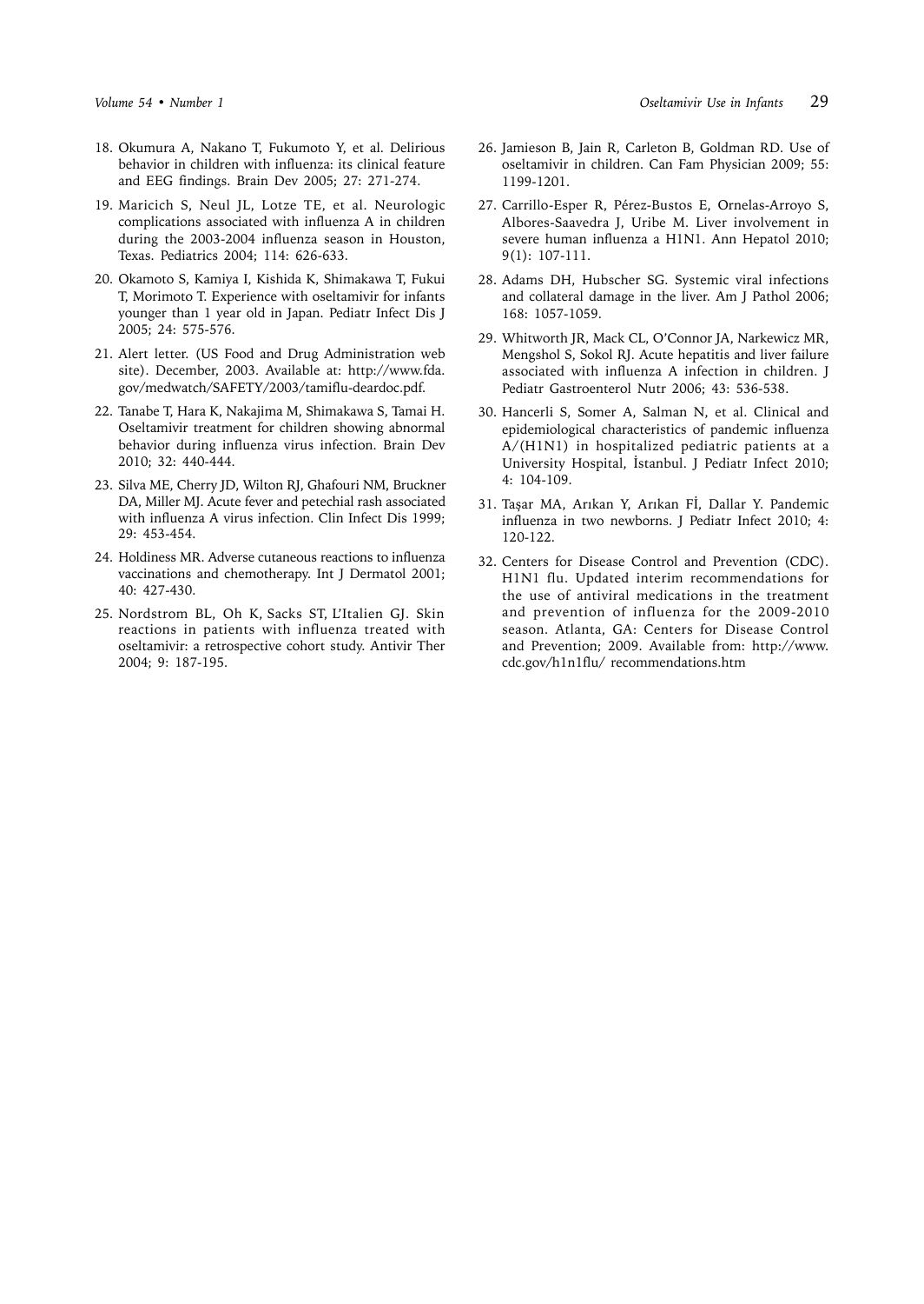18. Okumura A, Nakano T, Fukumoto Y, et al. Delirious behavior in children with influenza: its clinical feature and EEG findings. Brain Dev 2005; 27: 271-274.
19. Maricich S, Neul JL, Lotze TE, et al. Neurologic complications associated with influenza A in children during the 2003-2004 influenza season in Houston, Texas. Pediatrics 2004; 114: 626-633.
20. Okamoto S, Kamiya I, Kishida K, Shimakawa T, Fukui T, Morimoto T. Experience with oseltamivir for infants younger than 1 year old in Japan. Pediatr Infect Dis J 2005; 24: 575-576.
21. Alert letter. (US Food and Drug Administration web site). December, 2003. Available at: http://www.fda.gov/medwatch/SAFETY/2003/tamiflu-deardoc.pdf.
22. Tanabe T, Hara K, Nakajima M, Shimakawa S, Tamai H. Oseltamivir treatment for children showing abnormal behavior during influenza virus infection. Brain Dev 2010; 32: 440-444.
23. Silva ME, Cherry JD, Wilton RJ, Ghafouri NM, Bruckner DA, Miller MJ. Acute fever and petechial rash associated with influenza A virus infection. Clin Infect Dis 1999; 29: 453-454.
24. Holdiness MR. Adverse cutaneous reactions to influenza vaccinations and chemotherapy. Int J Dermatol 2001; 40: 427-430.
25. Nordstrom BL, Oh K, Sacks ST, L'Italien GJ. Skin reactions in patients with influenza treated with oseltamivir: a retrospective cohort study. Antivir Ther 2004; 9: 187-195.
26. Jamieson B, Jain R, Carleton B, Goldman RD. Use of oseltamivir in children. Can Fam Physician 2009; 55: 1199-1201.
27. Carrillo-Esper R, Pérez-Bustos E, Ornelas-Arroyo S, Albores-Saavedra J, Uribe M. Liver involvement in severe human influenza a H1N1. Ann Hepatol 2010; 9(1): 107-111.
28. Adams DH, Hubscher SG. Systemic viral infections and collateral damage in the liver. Am J Pathol 2006; 168: 1057-1059.
29. Whitworth JR, Mack CL, O'Connor JA, Narkewicz MR, Mengshol S, Sokol RJ. Acute hepatitis and liver failure associated with influenza A infection in children. J Pediatr Gastroenterol Nutr 2006; 43: 536-538.
30. Hancerli S, Somer A, Salman N, et al. Clinical and epidemiological characteristics of pandemic influenza A/(H1N1) in hospitalized pediatric patients at a University Hospital, İstanbul. J Pediatr Infect 2010; 4: 104-109.
31. Taşar MA, Arıkan Y, Arıkan Fİ, Dallar Y. Pandemic influenza in two newborns. J Pediatr Infect 2010; 4: 120-122.
32. Centers for Disease Control and Prevention (CDC). H1N1 flu. Updated interim recommendations for the use of antiviral medications in the treatment and prevention of influenza for the 2009-2010 season. Atlanta, GA: Centers for Disease Control and Prevention; 2009. Available from: http://www.cdc.gov/h1n1flu/ recommendations.htm